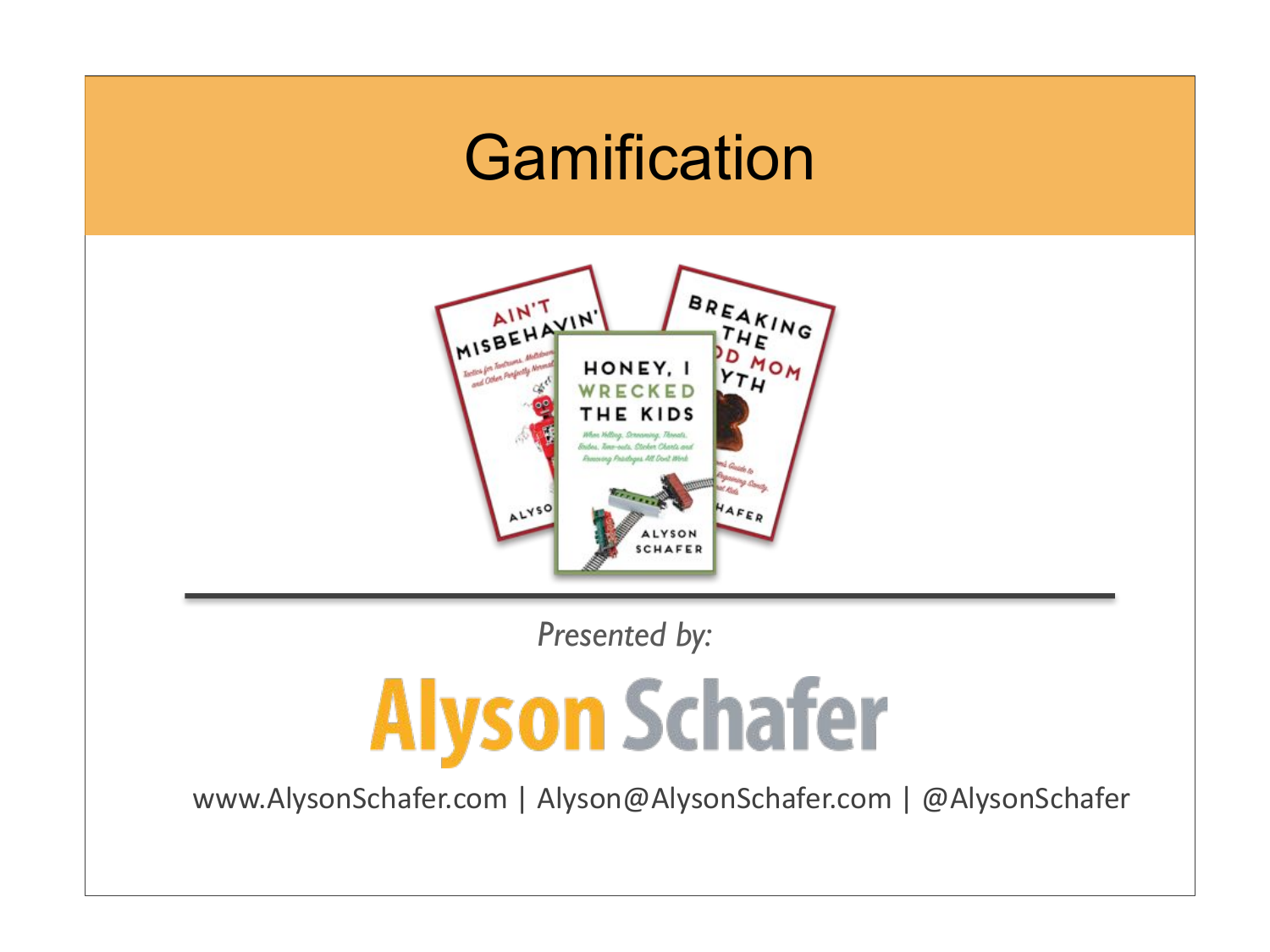# Gamification

*Presented by:*

**Alyson Schafer**

www.AlysonSchafer.com | Alyson@AlysonSchafer.com | @AlysonSchafer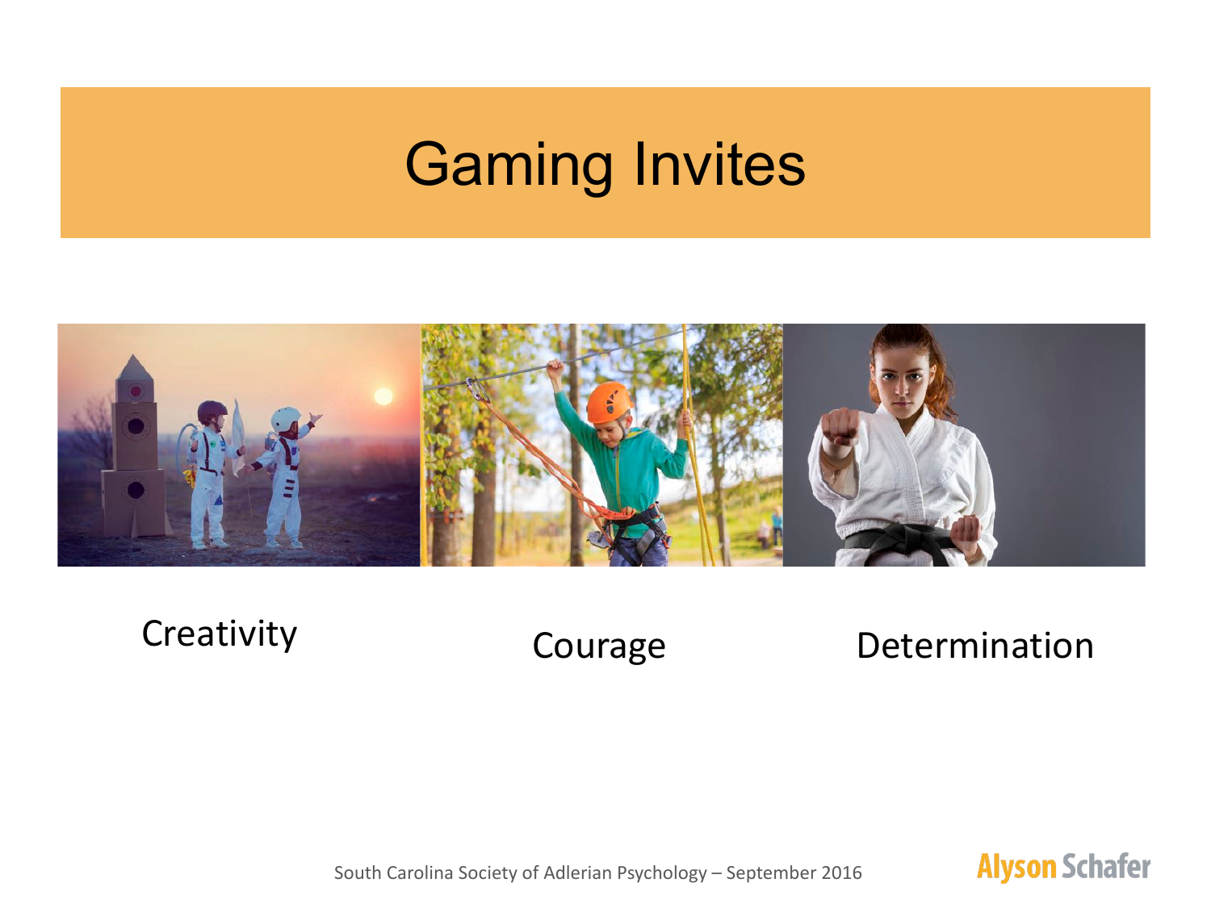# Gaming Invites

Creativity

Courage

Determination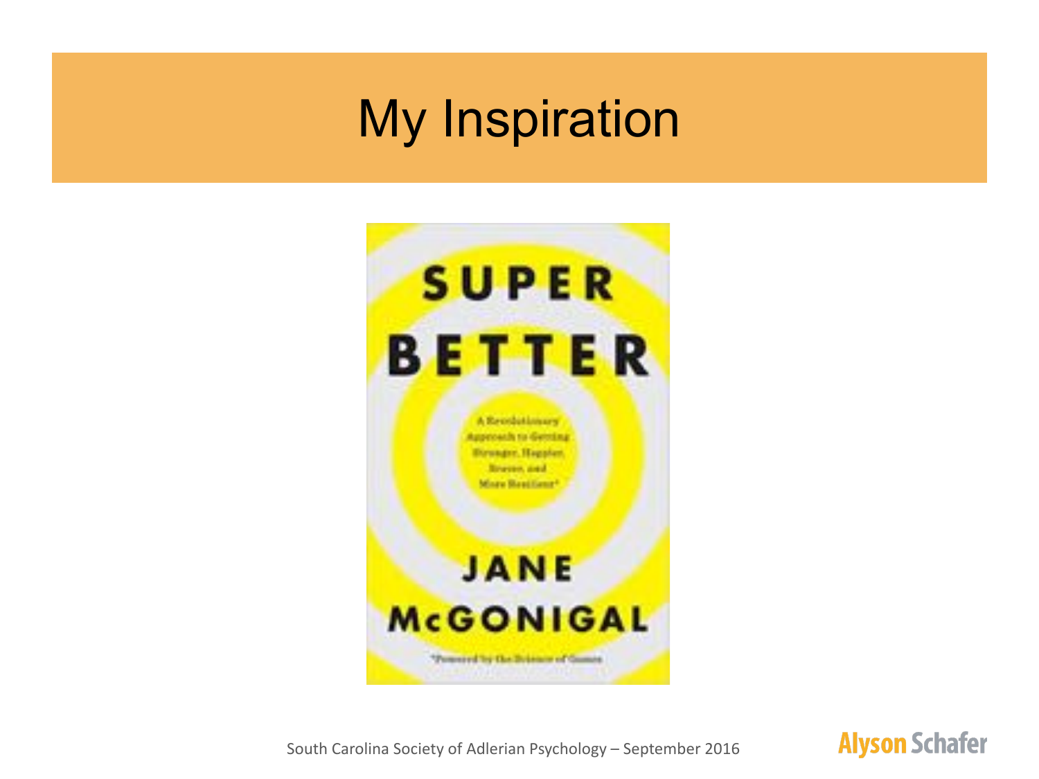# My Inspiration

SUPER BETTER

A Revolutionary Approach to Getting Stronger, Happier, Braver, and More Resilient*

JANE McGONIGAL

*Powered by the Science of Games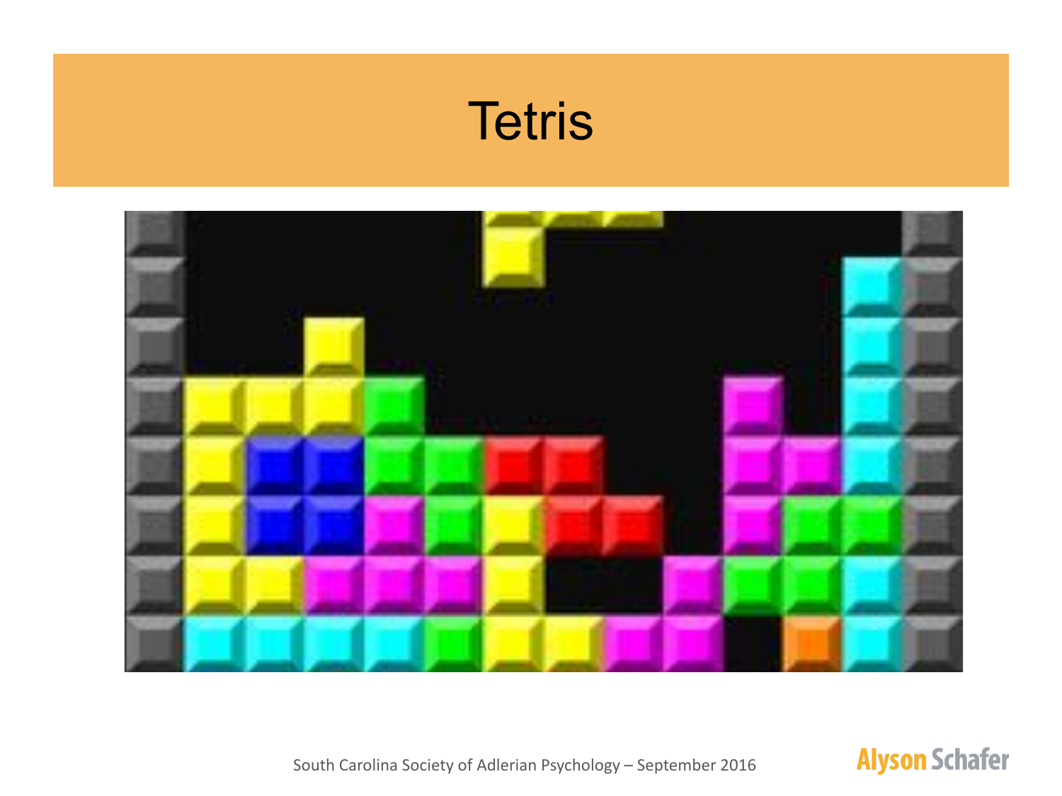# Tetris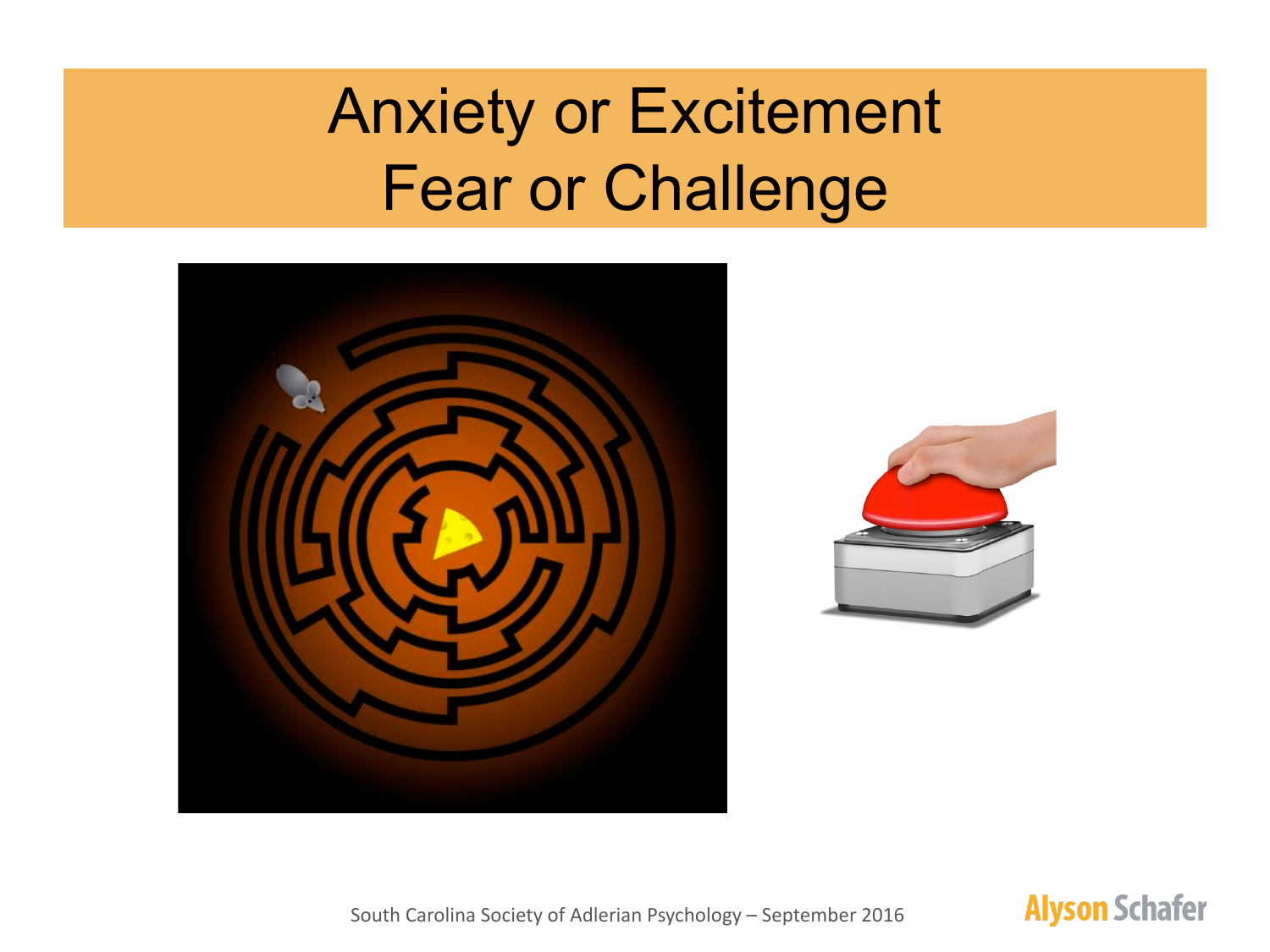# Anxiety or Excitement
# Fear or Challenge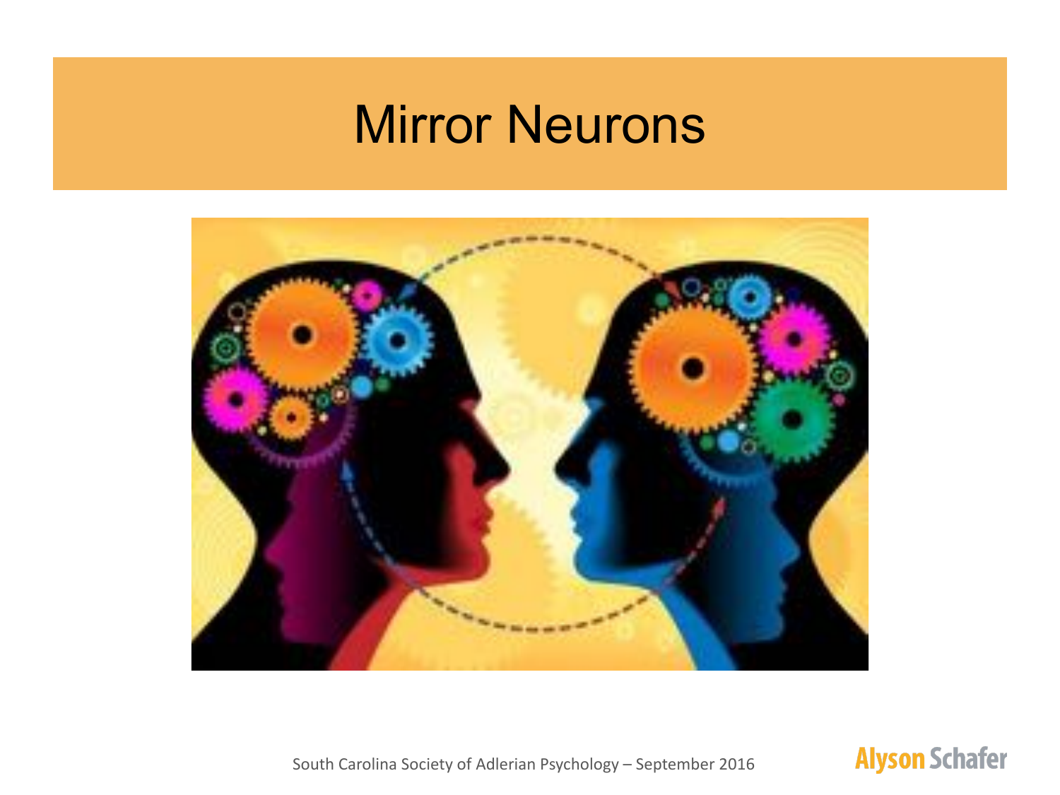# Mirror Neurons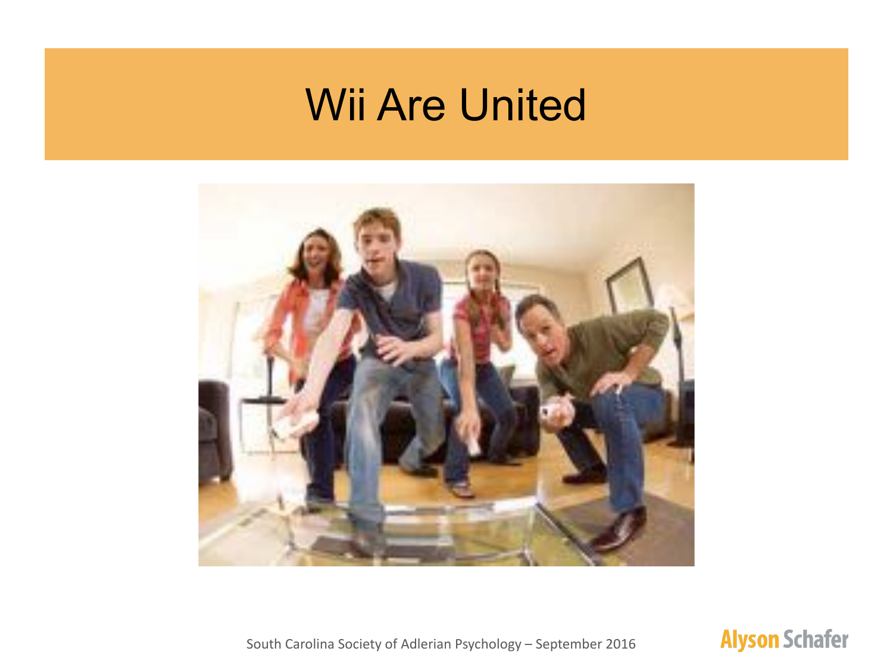# Wii Are United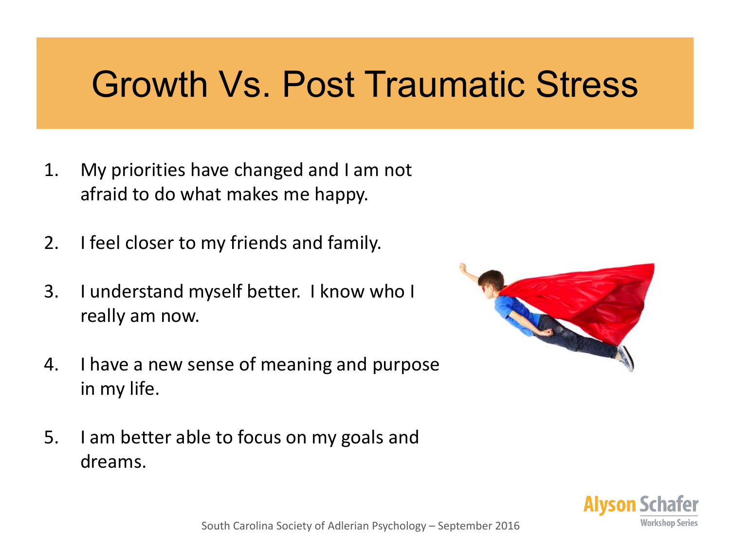# Growth Vs. Post Traumatic Stress

1. My priorities have changed and I am not afraid to do what makes me happy.
2. I feel closer to my friends and family.
3. I understand myself better. I know who I really am now.
4. I have a new sense of meaning and purpose in my life.
5. I am better able to focus on my goals and dreams.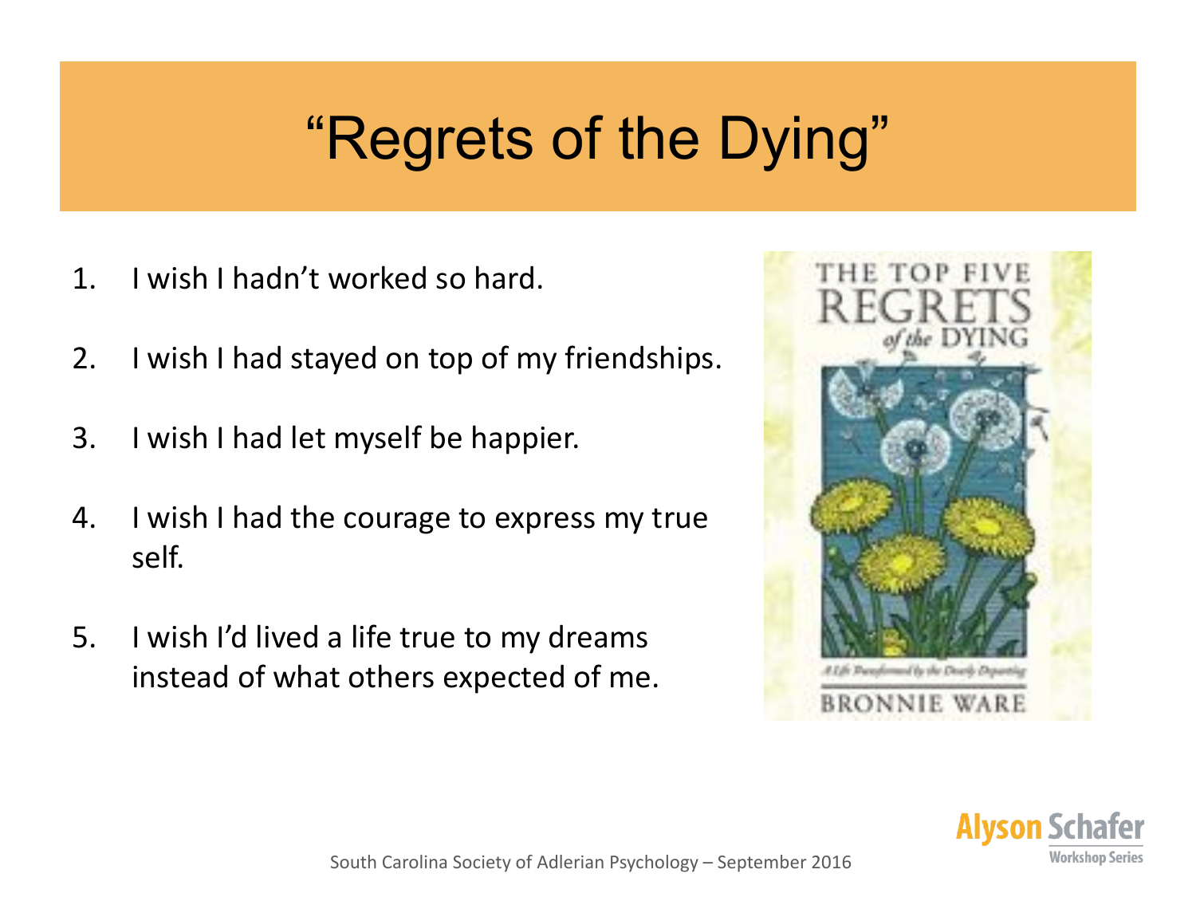# "Regrets of the Dying"

1. I wish I hadn't worked so hard.
2. I wish I had stayed on top of my friendships.
3. I wish I had let myself be happier.
4. I wish I had the courage to express my true self.
5. I wish I'd lived a life true to my dreams instead of what others expected of me.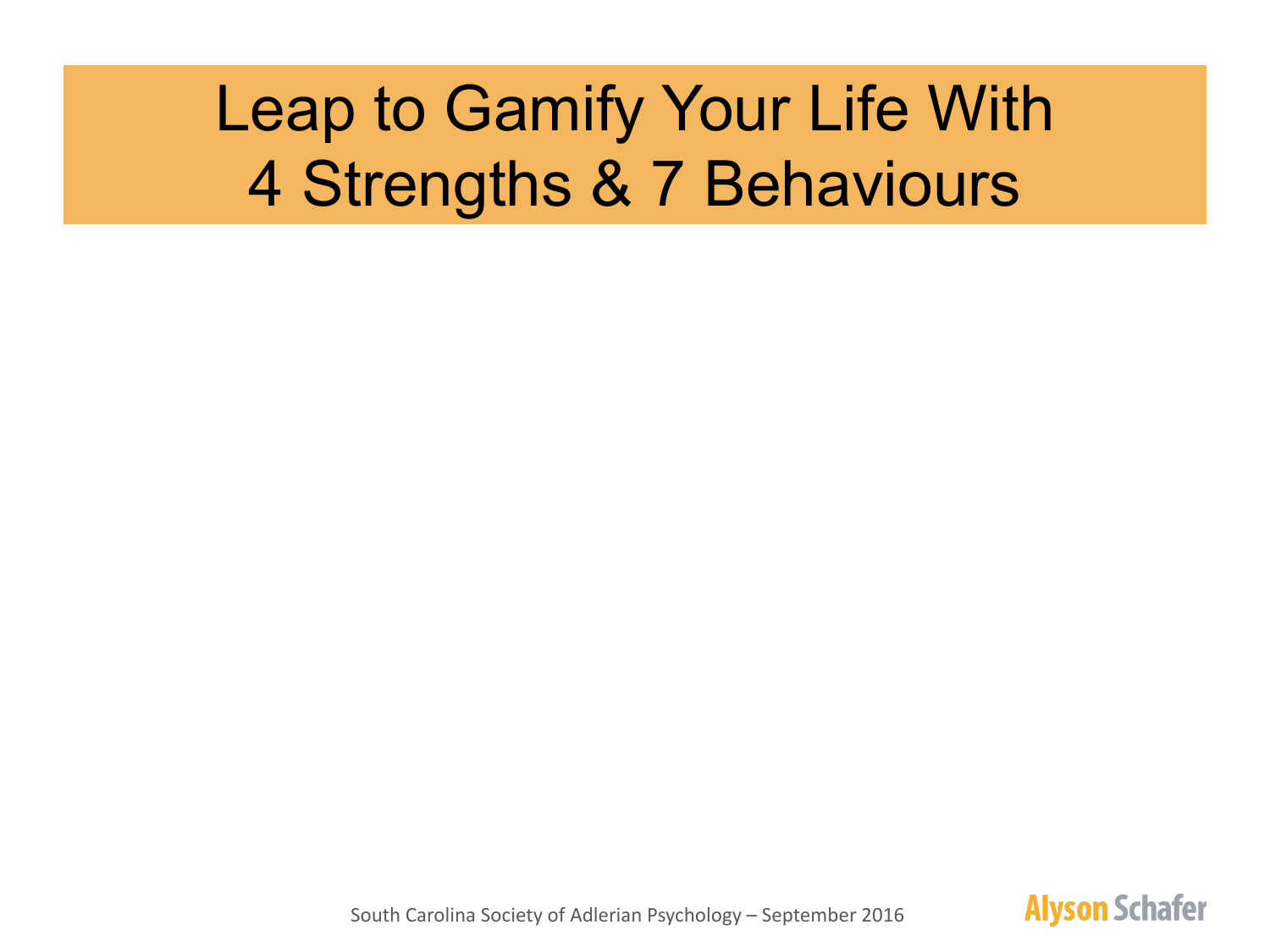# Leap to Gamify Your Life With 4 Strengths & 7 Behaviours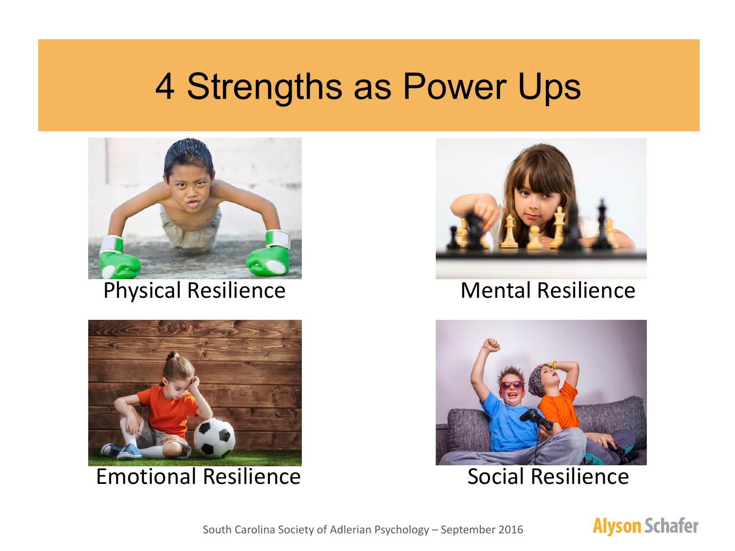# 4 Strengths as Power Ups

Physical Resilience

Mental Resilience

Emotional Resilience

Social Resilience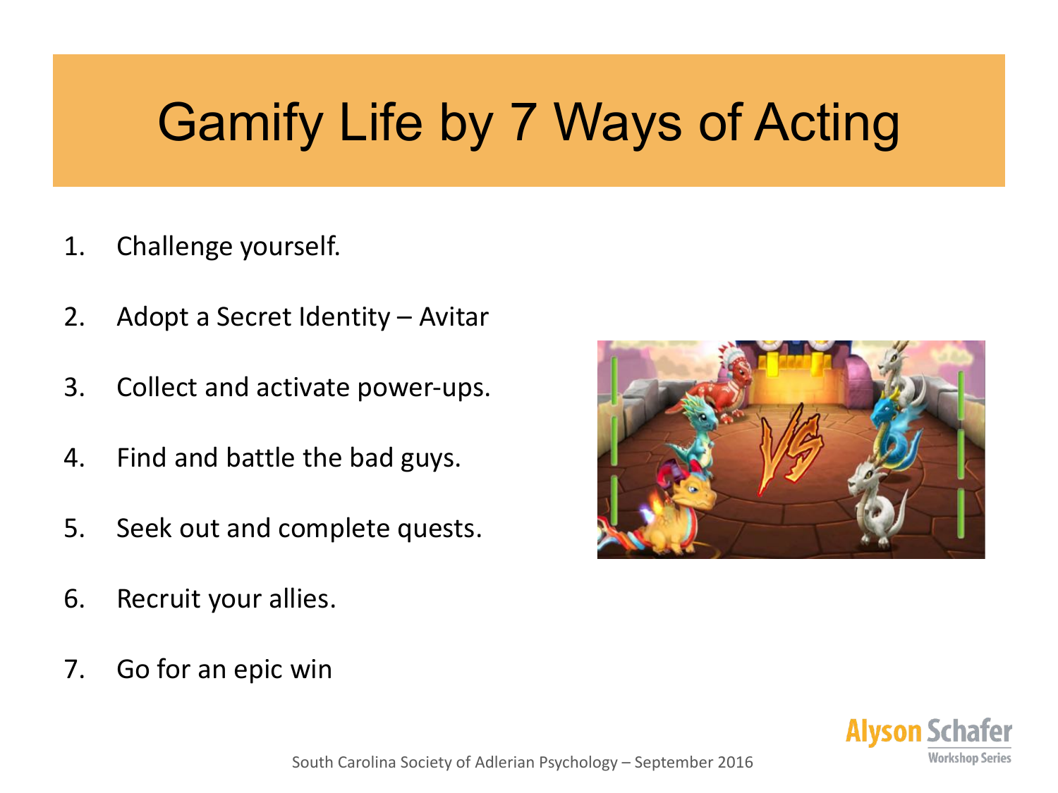# Gamify Life by 7 Ways of Acting

1. Challenge yourself.
2. Adopt a Secret Identity – Avitar
3. Collect and activate power-ups.
4. Find and battle the bad guys.
5. Seek out and complete quests.
6. Recruit your allies.
7. Go for an epic win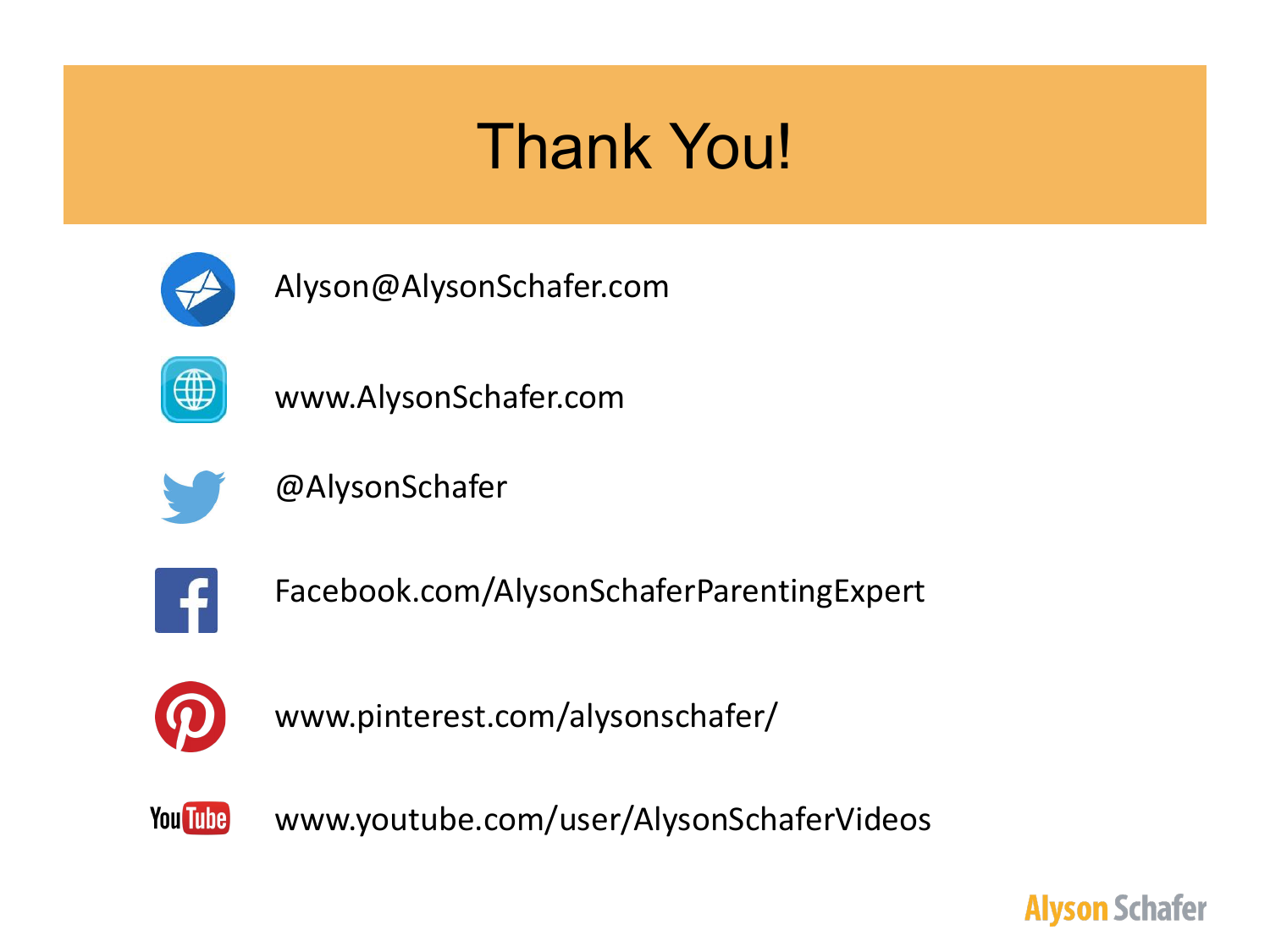# Thank You!

Alyson@AlysonSchafer.com

www.AlysonSchafer.com

@AlysonSchafer

Facebook.com/AlysonSchaferParentingExpert

www.pinterest.com/alysonschafer/

www.youtube.com/user/AlysonSchaferVideos

Alyson Schafer